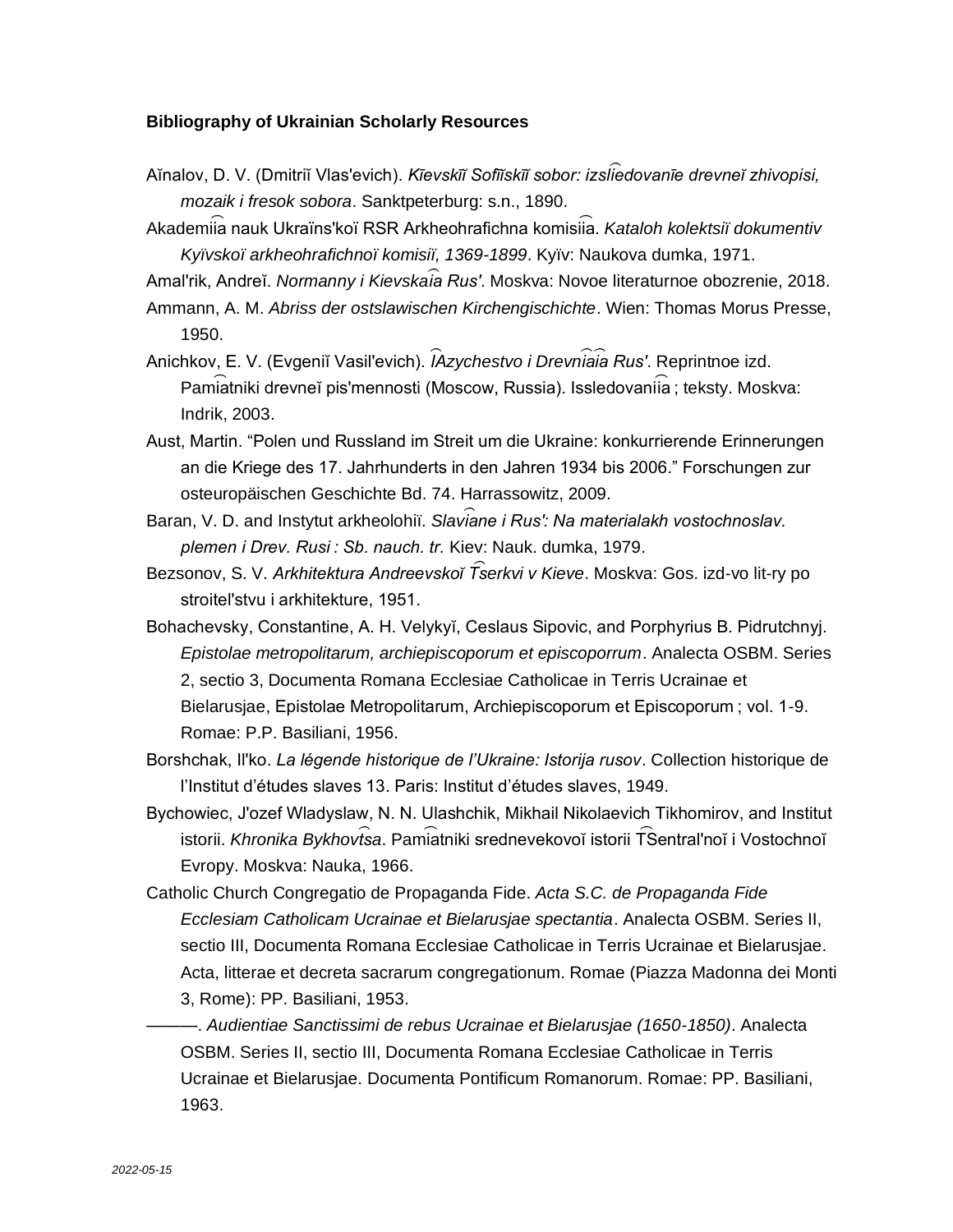**Bibliography of Ukrainian Scholarly Resources**

Aĭnalov, D. V. (Dmitriĭ Vlas'evich). *Kīevskīĭ Sofīĭskīĭ sobor: izsli͡edovanīe drevneĭ zhivopisi, mozaik i fresok sobora*. Sanktpeterburg: s.n., 1890.

Akademii͡a nauk Ukraïns'koï RSR Arkheohrafichna komisii͡a. *Kataloh kolektsiï dokumentiv Kyïvskoï arkheohrafichnoï komisiï, 1369-1899*. Kyïv: Naukova dumka, 1971.

Amal'rik, Andreĭ. *Normanny i Kievskai͡a Rus'*. Moskva: Novoe literaturnoe obozrenie, 2018.

Ammann, A. M. *Abriss der ostslawischen Kirchengischichte*. Wien: Thomas Morus Presse, 1950.

Anichkov, E. V. (Evgeniĭ Vasil'evich). *I͡Azychestvo i Drevni͡ai͡a Rus'*. Reprintnoe izd. Pami͡atniki drevneĭ pis'mennosti (Moscow, Russia). Issledovanii͡a ; teksty. Moskva: Indrik, 2003.

Aust, Martin. "Polen und Russland im Streit um die Ukraine: konkurrierende Erinnerungen an die Kriege des 17. Jahrhunderts in den Jahren 1934 bis 2006." Forschungen zur osteuropäischen Geschichte Bd. 74. Harrassowitz, 2009.

Baran, V. D. and Instytut arkheolohiï. *Slavi͡ane i Rus': Na materialakh vostochnoslav. plemen i Drev. Rusi : Sb. nauch. tr.* Kiev: Nauk. dumka, 1979.

Bezsonov, S. V. *Arkhitektura Andreevskoĭ T͡Serkvi v Kieve*. Moskva: Gos. izd-vo lit-ry po stroitel'stvu i arkhitekture, 1951.

Bohachevsky, Constantine, A. H. Velykyĭ, Ceslaus Sipovic, and Porphyrius B. Pidrutchnyj. *Epistolae metropolitarum, archiepiscoporum et episcoporrum*. Analecta OSBM. Series 2, sectio 3, Documenta Romana Ecclesiae Catholicae in Terris Ucrainae et Bielarusjae, Epistolae Metropolitarum, Archiepiscoporum et Episcoporum ; vol. 1-9. Romae: P.P. Basiliani, 1956.

Borshchak, Il'ko. *La légende historique de l'Ukraine: Istorija rusov*. Collection historique de l'Institut d'études slaves 13. Paris: Institut d'études slaves, 1949.

Bychowiec, J'ozef Wladyslaw, N. N. Ulashchik, Mikhail Nikolaevich Tikhomirov, and Institut istorii. *Khronika Bykhovt͡sa*. Pami͡atniki srednevekovoĭ istorii T͡Sentral'noĭ i Vostochnoĭ Evropy. Moskva: Nauka, 1966.

Catholic Church Congregatio de Propaganda Fide. *Acta S.C. de Propaganda Fide Ecclesiam Catholicam Ucrainae et Bielarusjae spectantia*. Analecta OSBM. Series II, sectio III, Documenta Romana Ecclesiae Catholicae in Terris Ucrainae et Bielarusjae. Acta, litterae et decreta sacrarum congregationum. Romae (Piazza Madonna dei Monti 3, Rome): PP. Basiliani, 1953.

———. *Audientiae Sanctissimi de rebus Ucrainae et Bielarusjae (1650-1850)*. Analecta OSBM. Series II, sectio III, Documenta Romana Ecclesiae Catholicae in Terris Ucrainae et Bielarusjae. Documenta Pontificum Romanorum. Romae: PP. Basiliani, 1963.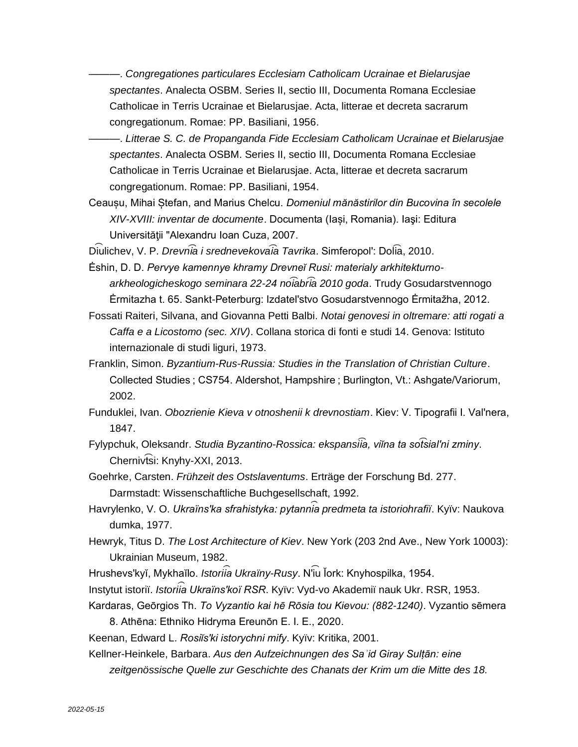———. *Congregationes particulares Ecclesiam Catholicam Ucrainae et Bielarusjae spectantes*. Analecta OSBM. Series II, sectio III, Documenta Romana Ecclesiae Catholicae in Terris Ucrainae et Bielarusjae. Acta, litterae et decreta sacrarum congregationum. Romae: PP. Basiliani, 1956.

———. *Litterae S. C. de Propanganda Fide Ecclesiam Catholicam Ucrainae et Bielarusjae spectantes*. Analecta OSBM. Series II, sectio III, Documenta Romana Ecclesiae Catholicae in Terris Ucrainae et Bielarusjae. Acta, litterae et decreta sacrarum congregationum. Romae: PP. Basiliani, 1954.

Ceaușu, Mihai Ștefan, and Marius Chelcu. *Domeniul mănăstirilor din Bucovina în secolele XIV-XVIII: inventar de documente*. Documenta (Iași, Romania). Iaşi: Editura Universităţii "Alexandru Ioan Cuza, 2007.

Di͡ulichev, V. P. *Drevni͡a i srednevekova͡ia Tavrika*. Simferopol': Doli͡a, 2010.

Ėshin, D. D. *Pervye kamennye khramy Drevneĭ Rusi: materialy arkhitekturno-arkheologicheskogo seminara 22-24 noi͡abri͡a 2010 goda*. Trudy Gosudarstvennogo Ėrmitazha t. 65. Sankt-Peterburg: Izdatel'stvo Gosudarstvennogo Ėrmitažha, 2012.

Fossati Raiteri, Silvana, and Giovanna Petti Balbi. *Notai genovesi in oltremare: atti rogati a Caffa e a Licostomo (sec. XIV)*. Collana storica di fonti e studi 14. Genova: Istituto internazionale di studi liguri, 1973.

Franklin, Simon. *Byzantium-Rus-Russia: Studies in the Translation of Christian Culture*. Collected Studies ; CS754. Aldershot, Hampshire ; Burlington, Vt.: Ashgate/Variorum, 2002.

Funduklei, Ivan. *Obozrienie Kieva v otnoshenii k drevnostiam*. Kiev: V. Tipografii I. Val'nera, 1847.

Fylypchuk, Oleksandr. *Studia Byzantino-Rossica: ekspansii͡a, viĭna ta sot͡sial'ni zminy*. Chernivt͡si: Knyhy-XXI, 2013.

Goehrke, Carsten. *Frühzeit des Ostslaventums*. Erträge der Forschung Bd. 277. Darmstadt: Wissenschaftliche Buchgesellschaft, 1992.

Havrylenko, V. O. *Ukraïns'ka sfrahistyka: pytanni͡a predmeta ta istoriohrafiï*. Kyïv: Naukova dumka, 1977.

Hewryk, Titus D. *The Lost Architecture of Kiev*. New York (203 2nd Ave., New York 10003): Ukrainian Museum, 1982.

Hrushevs'kyĭ, Mykhaĭlo. *Istorii͡a Ukraïny-Rusy*. N'i͡u Ĭork: Knyhospilka, 1954.

Instytut istoriï. *Istorii͡a Ukraïns'koï RSR*. Kyïv: Vyd-vo Akademiï nauk Ukr. RSR, 1953.

Kardaras, Geōrgios Th. *To Vyzantio kai hē Rōsia tou Kievou: (882-1240)*. Vyzantio sēmera 8. Athēna: Ethniko Hidryma Ereunōn E. I. E., 2020.

Keenan, Edward L. *Rosiĭs'ki istorychni mify*. Kyïv: Kritika, 2001.

Kellner-Heinkele, Barbara. *Aus den Aufzeichnungen des Saʾid Giray Sulṭān: eine zeitgenössische Quelle zur Geschichte des Chanats der Krim um die Mitte des 18.*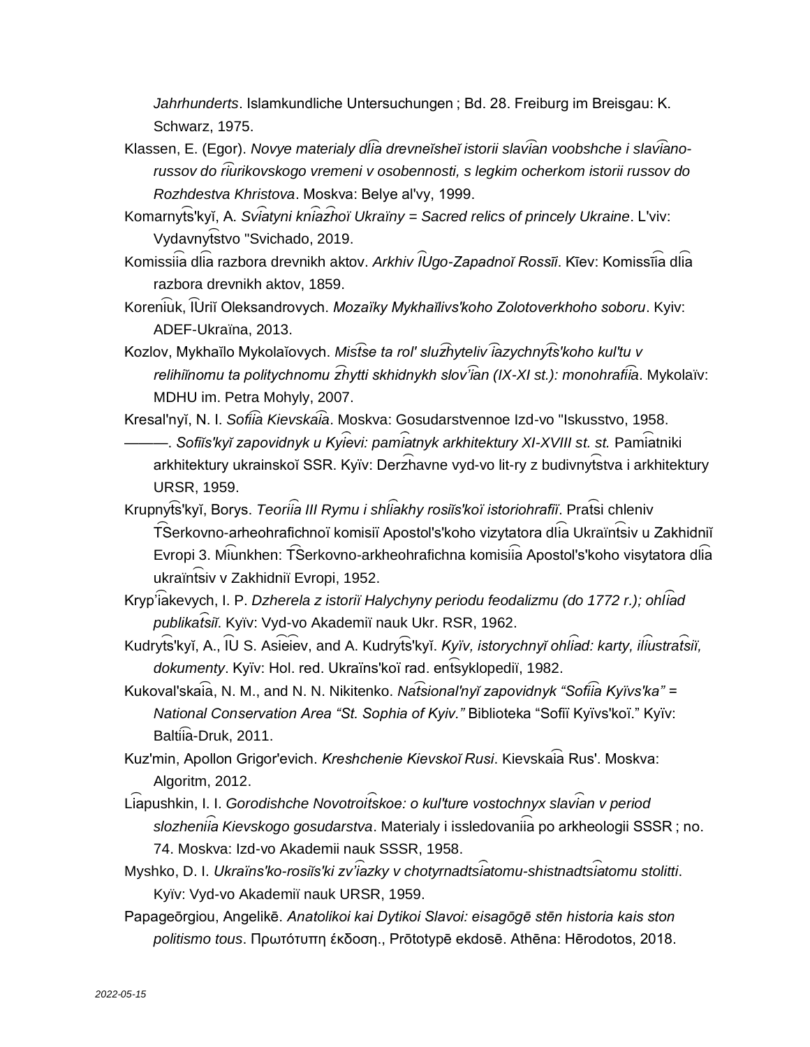*Jahrhunderts*. Islamkundliche Untersuchungen ; Bd. 28. Freiburg im Breisgau: K. Schwarz, 1975.

Klassen, E. (Egor). *Novye materialy dl͡ia drevneĭsheĭ istorii slav͡ian voobshche i slav͡iano-russov do r͡iurikovskogo vremeni v osobennosti, s legkim ocherkom istorii russov do Rozhdestva Khristova*. Moskva: Belye al'vy, 1999.

Komarnyt͡s'kyĭ, A. *Sv͡iatyni kn͡iaz͡hoï Ukraïny = Sacred relics of princely Ukraine*. L'viv: Vydavnyt͡stvo "Svichado, 2019.

Komissii͡a dl͡ia razbora drevnikh aktov. *Arkhiv I͡Ugo-Zapadnoĭ Rossīi*. Kīev: Komissīi͡a dl͡ia razbora drevnikh aktov, 1859.

Koreni͡uk, I͡Uriĭ Oleksandrovych. *Mozaïky Mykhaïlivs'koho Zolotoverkhoho soboru*. Kyiv: ADEF-Ukraïna, 2013.

Kozlov, Mykhaĭlo Mykolaĭovych. *Mist͡se ta rol' sluz͡hyteliv i͡azychnyt͡s'koho kul'tu v relihiĭnomu ta politychnomu z͡hytti skhidnykh slov'i͡an (IX-XI st.): monohrafii͡a*. Mykolaïv: MDHU im. Petra Mohyly, 2007.

Kresal'nyĭ, N. I. *Sofii͡a Kievskai͡a*. Moskva: Gosudarstvennoe Izd-vo "Iskusstvo, 1958.

———. *Sofiĭs'kyĭ zapovidnyk u Kyi͡evi: pami͡atnyk arkhitektury XI-XVIII st. st.* Pami͡atniki arkhitektury ukrainskoĭ SSR. Kyïv: Derz͡havne vyd-vo lit-ry z budivnyt͡stva i arkhitektury URSR, 1959.

Krupnyt͡s'kyĭ, Borys. *Teorii͡a III Rymu i shl͡iakhy rosiĭs'koï istoriohrafiï*. Prat͡si chleniv T͡Serkovno-arheohrafichnoï komisiï Apostol's'koho vizytatora dl͡ia Ukraïnt͡siv u Zakhidniĭ Evropi 3. Mi͡unkhen: T͡Serkovno-arkheohrafichna komisii͡a Apostol's'koho visytatora dl͡ia ukraïnt͡siv v Zakhidniĭ Evropi, 1952.

Kryp'i͡akevych, I. P. *Dzherela z istoriï Halychyny periodu feodalizmu (do 1772 r.); ohl͡iad publikat͡siĭ*. Kyïv: Vyd-vo Akademiï nauk Ukr. RSR, 1962.

Kudryt͡s'kyĭ, A., I͡U S. Asi͡ei͡ev, and A. Kudryt͡s'kyĭ. *Kyïv, istorychnyĭ ohl͡iad: karty, il͡iustrat͡siï, dokumenty*. Kyïv: Hol. red. Ukraïns'koï rad. ent͡syklopediï, 1982.

Kukoval'skai͡a, N. M., and N. N. Nikitenko. *Nat͡sional'nyĭ zapovidnyk "Sofii͡a Kyïvs'ka" = National Conservation Area "St. Sophia of Kyiv."* Biblioteka "Sofiï Kyïvs'koï." Kyïv: Baltii͡a-Druk, 2011.

Kuz'min, Apollon Grigor'evich. *Kreshchenie Kievskoĭ Rusi*. Kievskai͡a Rus'. Moskva: Algoritm, 2012.

Li͡apushkin, I. I. *Gorodishche Novotroit͡skoe: o kul'ture vostochnyx slav͡ian v period slozhenii͡a Kievskogo gosudarstva*. Materialy i issledovanii͡a po arkheologii SSSR ; no. 74. Moskva: Izd-vo Akademii nauk SSSR, 1958.

Myshko, D. I. *Ukraïns'ko-rosiĭs'ki zv'i͡azky v chotyrnadtsi͡atomu-shistnadtsi͡atomu stolitti*. Kyïv: Vyd-vo Akademiï nauk URSR, 1959.

Papageōrgiou, Angelikē. *Anatolikoi kai Dytikoi Slavoi: eisagōgē stēn historia kais ston politismo tous*. Πρωτότυπη έκδοση., Prōtotypē ekdosē. Athēna: Hērodotos, 2018.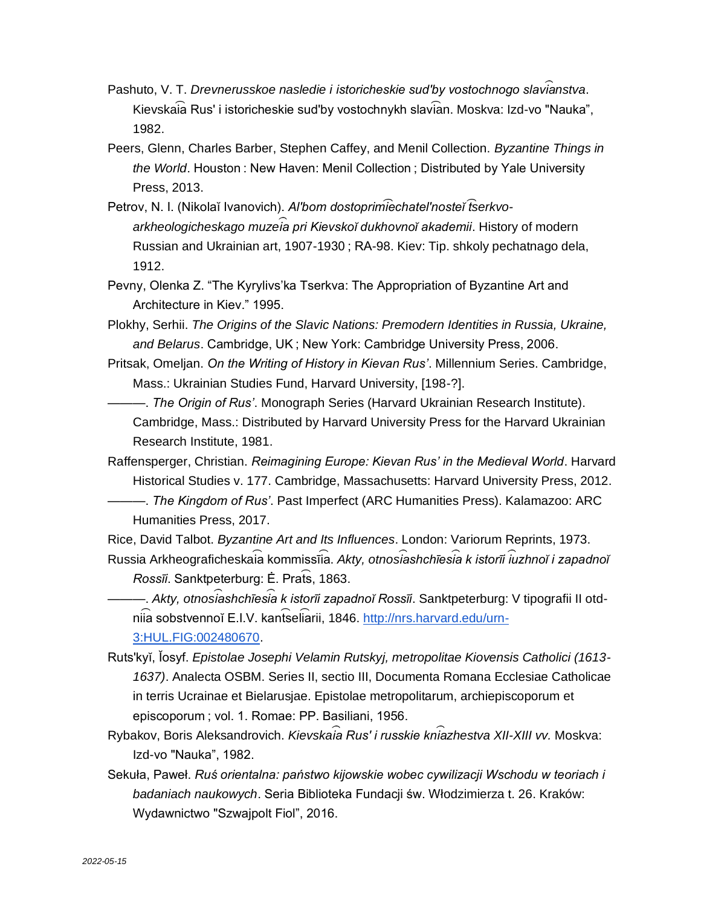Pashuto, V. T. *Drevnerusskoe nasledie i istoricheskie sud'by vostochnogo slavi͡anstva*. Kievskai͡a Rus' i istoricheskie sud'by vostochnykh slavi͡an. Moskva: Izd-vo "Nauka", 1982.

Peers, Glenn, Charles Barber, Stephen Caffey, and Menil Collection. *Byzantine Things in the World*. Houston : New Haven: Menil Collection ; Distributed by Yale University Press, 2013.

Petrov, N. I. (Nikolaĭ Ivanovich). *Al'bom dostoprimi͡echatel'nosteĭ t͡serkvo-arkheologicheskago muzei͡a pri Kievskoĭ dukhovnoĭ akademii*. History of modern Russian and Ukrainian art, 1907-1930 ; RA-98. Kiev: Tip. shkoly pechatnago dela, 1912.

Pevny, Olenka Z. "The Kyrylivs'ka Tserkva: The Appropriation of Byzantine Art and Architecture in Kiev." 1995.

Plokhy, Serhii. *The Origins of the Slavic Nations: Premodern Identities in Russia, Ukraine, and Belarus*. Cambridge, UK ; New York: Cambridge University Press, 2006.

Pritsak, Omeljan. *On the Writing of History in Kievan Rus'*. Millennium Series. Cambridge, Mass.: Ukrainian Studies Fund, Harvard University, [198-?].

———. *The Origin of Rus'*. Monograph Series (Harvard Ukrainian Research Institute). Cambridge, Mass.: Distributed by Harvard University Press for the Harvard Ukrainian Research Institute, 1981.

Raffensperger, Christian. *Reimagining Europe: Kievan Rus' in the Medieval World*. Harvard Historical Studies v. 177. Cambridge, Massachusetts: Harvard University Press, 2012.

———. *The Kingdom of Rus'*. Past Imperfect (ARC Humanities Press). Kalamazoo: ARC Humanities Press, 2017.

Rice, David Talbot. *Byzantine Art and Its Influences*. London: Variorum Reprints, 1973.

Russia Arkheograficheskai͡a kommissīi͡a. *Akty, otnosi͡ashchīesi͡a k istorīi i͡uzhnoĭ i zapadnoĭ Rossīi*. Sanktpeterburg: Ė. Prat͡s, 1863.

———. *Akty, otnosi͡ashchīesi͡a k istorīi zapadnoĭ Rossīi*. Sanktpeterburg: V tipografii II otd-nii͡a sobstvennoĭ E.I.V. kant͡seli͡arii, 1846. http://nrs.harvard.edu/urn-3:HUL.FIG:002480670.

Ruts'kyĭ, Ĭosyf. *Epistolae Josephi Velamin Rutskyj, metropolitae Kiovensis Catholici (1613-1637)*. Analecta OSBM. Series II, sectio III, Documenta Romana Ecclesiae Catholicae in terris Ucrainae et Bielarusjae. Epistolae metropolitarum, archiepiscoporum et episcoporum ; vol. 1. Romae: PP. Basiliani, 1956.

Rybakov, Boris Aleksandrovich. *Kievskai͡a Rus' i russkie kni͡azhestva XII-XIII vv.* Moskva: Izd-vo "Nauka", 1982.

Sekuła, Paweł. *Ruś orientalna: państwo kijowskie wobec cywilizacji Wschodu w teoriach i badaniach naukowych*. Seria Biblioteka Fundacji św. Włodzimierza t. 26. Kraków: Wydawnictwo "Szwajpolt Fiol", 2016.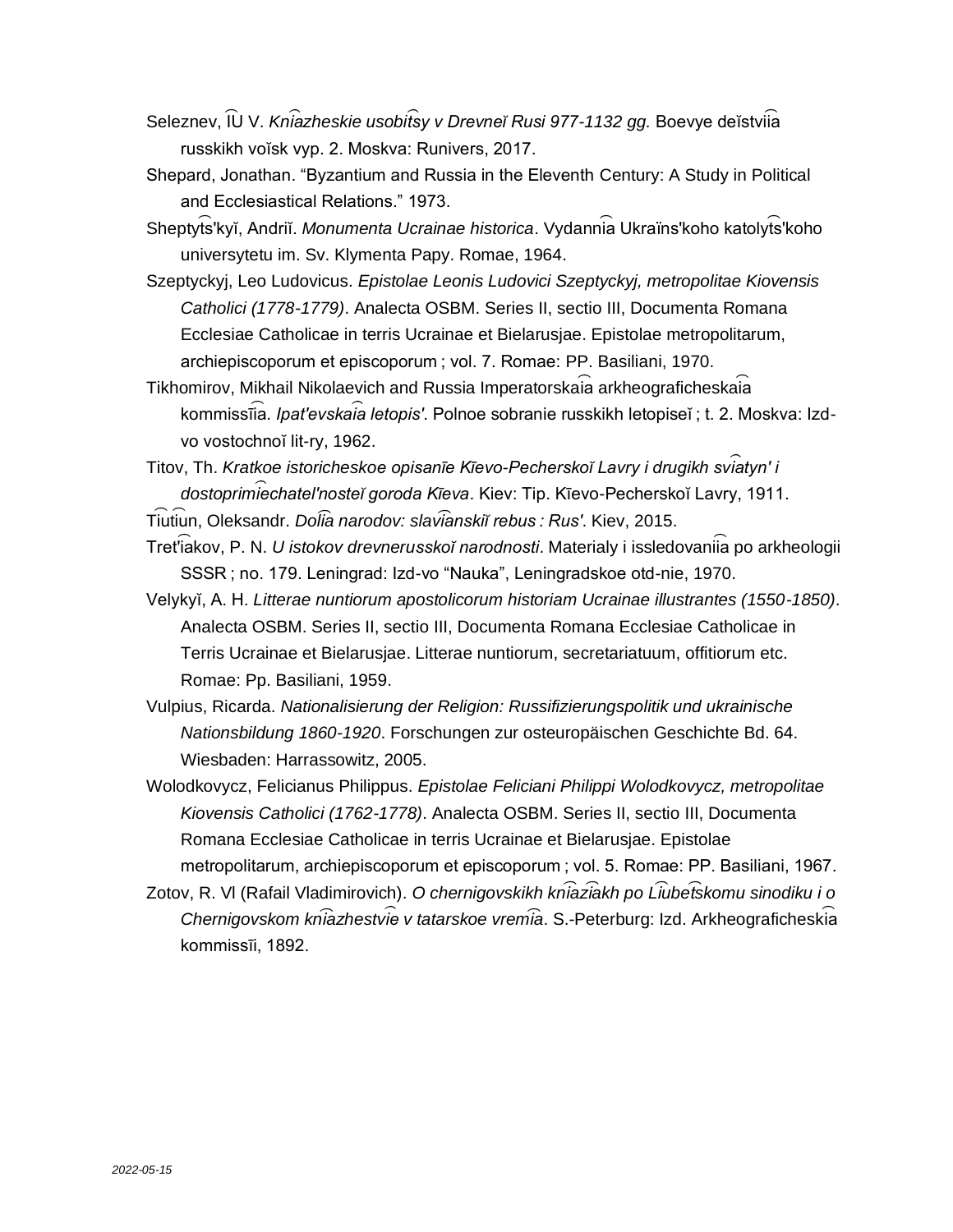Seleznev, I͡U V. *Kni͡azheskie usobit͡sy v Drevneĭ Rusi 977-1132 gg.* Boevye deĭstvii͡a russkikh voĭsk vyp. 2. Moskva: Runivers, 2017.

Shepard, Jonathan. "Byzantium and Russia in the Eleventh Century: A Study in Political and Ecclesiastical Relations." 1973.

Sheptyt͡s'kyĭ, Andriĭ. *Monumenta Ucrainae historica*. Vydanni͡a Ukraïns'koho katolyt͡s'koho universytetu im. Sv. Klymenta Papy. Romae, 1964.

Szeptyckyj, Leo Ludovicus. *Epistolae Leonis Ludovici Szeptyckyj, metropolitae Kiovensis Catholici (1778-1779)*. Analecta OSBM. Series II, sectio III, Documenta Romana Ecclesiae Catholicae in terris Ucrainae et Bielarusjae. Epistolae metropolitarum, archiepiscoporum et episcoporum ; vol. 7. Romae: PP. Basiliani, 1970.

Tikhomirov, Mikhail Nikolaevich and Russia Imperatorskai͡a arkheograficheskai͡a kommissīi͡a. *Ipat'evskai͡a letopis'*. Polnoe sobranie russkikh letopiseĭ ; t. 2. Moskva: Izd-vo vostochnoĭ lit-ry, 1962.

Titov, Th. *Kratkoe istoricheskoe opisanīe Kīevo-Pecherskoĭ Lavry i drugikh svi͡atyn' i dostoprimi͡echatel'nosteĭ goroda Kīeva*. Kiev: Tip. Kīevo-Pecherskoĭ Lavry, 1911.

Ti͡uti͡un, Oleksandr. *Doli͡a narodov: slavi͡anskiĭ rebus : Rus'*. Kiev, 2015.

Tret͡iakov, P. N. *U istokov drevnerusskoĭ narodnosti*. Materialy i issledovanii͡a po arkheologii SSSR ; no. 179. Leningrad: Izd-vo "Nauka", Leningradskoe otd-nie, 1970.

Velykyĭ, A. H. *Litterae nuntiorum apostolicorum historiam Ucrainae illustrantes (1550-1850)*. Analecta OSBM. Series II, sectio III, Documenta Romana Ecclesiae Catholicae in Terris Ucrainae et Bielarusjae. Litterae nuntiorum, secretariatuum, offitiorum etc. Romae: Pp. Basiliani, 1959.

Vulpius, Ricarda. *Nationalisierung der Religion: Russifizierungspolitik und ukrainische Nationsbildung 1860-1920*. Forschungen zur osteuropäischen Geschichte Bd. 64. Wiesbaden: Harrassowitz, 2005.

Wolodkovycz, Felicianus Philippus. *Epistolae Feliciani Philippi Wolodkovycz, metropolitae Kiovensis Catholici (1762-1778)*. Analecta OSBM. Series II, sectio III, Documenta Romana Ecclesiae Catholicae in terris Ucrainae et Bielarusjae. Epistolae metropolitarum, archiepiscoporum et episcoporum ; vol. 5. Romae: PP. Basiliani, 1967.

Zotov, R. Vl (Rafail Vladimirovich). *O chernigovskikh kni͡azi͡akh po Li͡ubet͡skomu sinodiku i o Chernigovskom kni͡azhestvi͡e v tatarskoe vremi͡a*. S.-Peterburg: Izd. Arkheograficheski͡a kommissīi, 1892.